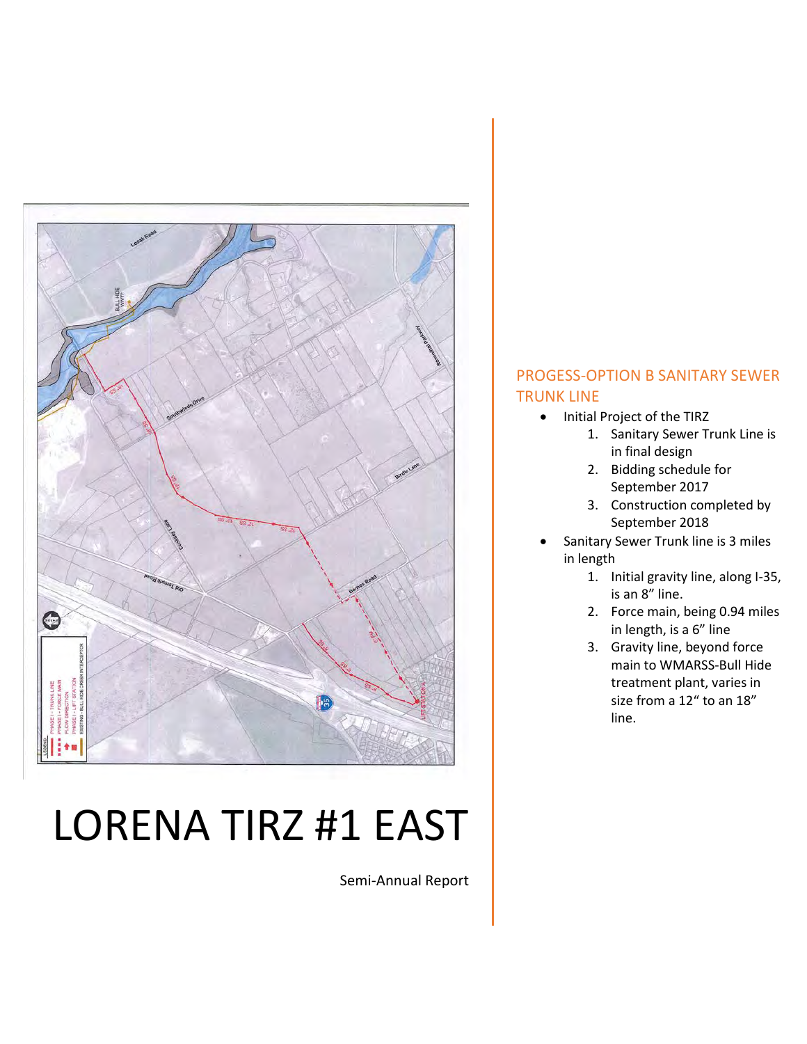# LORENA TIRZ #1 EAST

Semi-Annual Report

## PROGESS-OPTION B SANITARY SEWER TRUNK LINE

- Initial Project of the TIRZ
    1. Sanitary Sewer Trunk Line is in final design
    2. Bidding schedule for September 2017
    3. Construction completed by September 2018
- Sanitary Sewer Trunk line is 3 miles in length
    1. Initial gravity line, along I-35, is an 8" line.
    2. Force main, being 0.94 miles in length, is a 6" line
    3. Gravity line, beyond force main to WMARSS-Bull Hide treatment plant, varies in size from a 12" to an 18" line.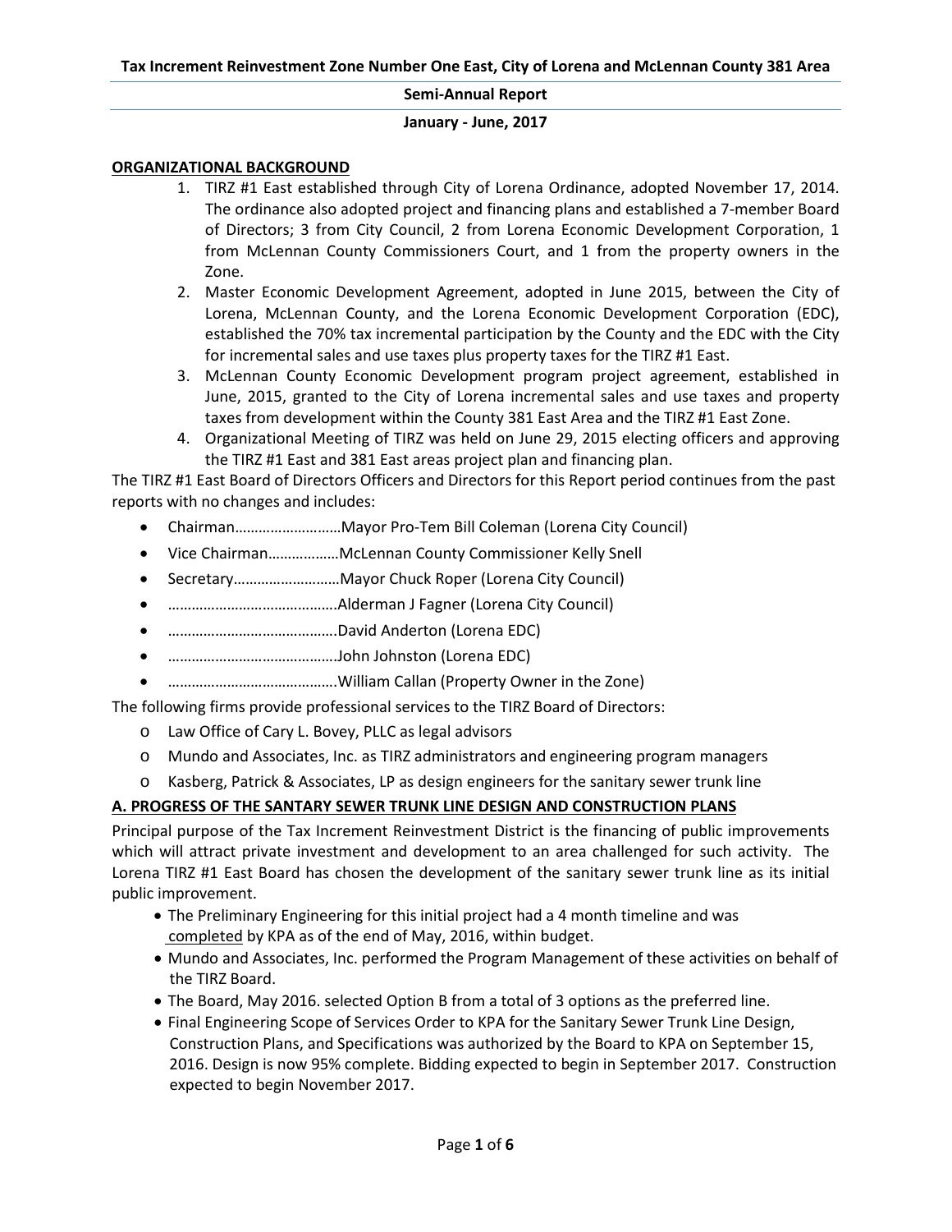**Tax Increment Reinvestment Zone Number One East, City of Lorena and McLennan County 381 Area**

**Semi-Annual Report**

**January - June, 2017**

**ORGANIZATIONAL BACKGROUND**

1. TIRZ #1 East established through City of Lorena Ordinance, adopted November 17, 2014. The ordinance also adopted project and financing plans and established a 7-member Board of Directors; 3 from City Council, 2 from Lorena Economic Development Corporation, 1 from McLennan County Commissioners Court, and 1 from the property owners in the Zone.
2. Master Economic Development Agreement, adopted in June 2015, between the City of Lorena, McLennan County, and the Lorena Economic Development Corporation (EDC), established the 70% tax incremental participation by the County and the EDC with the City for incremental sales and use taxes plus property taxes for the TIRZ #1 East.
3. McLennan County Economic Development program project agreement, established in June, 2015, granted to the City of Lorena incremental sales and use taxes and property taxes from development within the County 381 East Area and the TIRZ #1 East Zone.
4. Organizational Meeting of TIRZ was held on June 29, 2015 electing officers and approving the TIRZ #1 East and 381 East areas project plan and financing plan.

The TIRZ #1 East Board of Directors Officers and Directors for this Report period continues from the past reports with no changes and includes:

- Chairman……………………Mayor Pro-Tem Bill Coleman (Lorena City Council)
- Vice Chairman……………McLennan County Commissioner Kelly Snell
- Secretary……………………Mayor Chuck Roper (Lorena City Council)
- …………………………………….Alderman J Fagner (Lorena City Council)
- …………………………………….David Anderton (Lorena EDC)
- …………………………………….John Johnston (Lorena EDC)
- …………………………………….William Callan (Property Owner in the Zone)

The following firms provide professional services to the TIRZ Board of Directors:

- Law Office of Cary L. Bovey, PLLC as legal advisors
- Mundo and Associates, Inc. as TIRZ administrators and engineering program managers
- Kasberg, Patrick & Associates, LP as design engineers for the sanitary sewer trunk line

**A. PROGRESS OF THE SANTARY SEWER TRUNK LINE DESIGN AND CONSTRUCTION PLANS**

Principal purpose of the Tax Increment Reinvestment District is the financing of public improvements which will attract private investment and development to an area challenged for such activity. The Lorena TIRZ #1 East Board has chosen the development of the sanitary sewer trunk line as its initial public improvement.

- The Preliminary Engineering for this initial project had a 4 month timeline and was completed by KPA as of the end of May, 2016, within budget.
- Mundo and Associates, Inc. performed the Program Management of these activities on behalf of the TIRZ Board.
- The Board, May 2016. selected Option B from a total of 3 options as the preferred line.
- Final Engineering Scope of Services Order to KPA for the Sanitary Sewer Trunk Line Design, Construction Plans, and Specifications was authorized by the Board to KPA on September 15, 2016. Design is now 95% complete. Bidding expected to begin in September 2017. Construction expected to begin November 2017.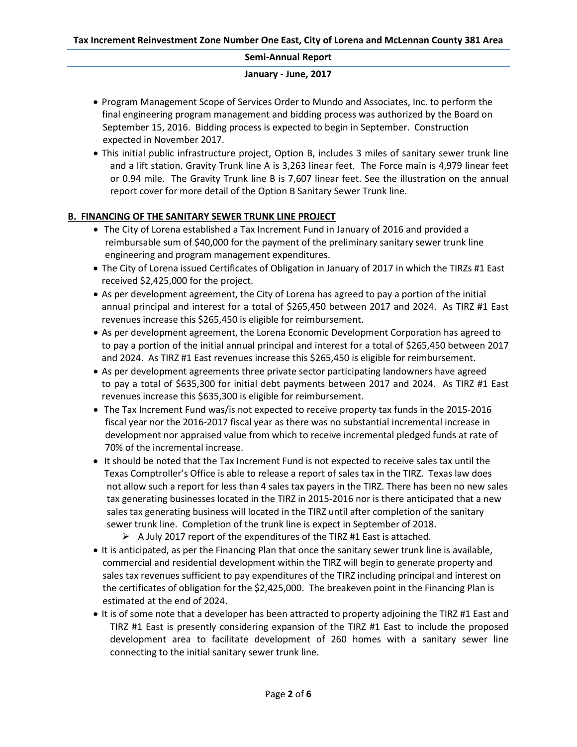- Program Management Scope of Services Order to Mundo and Associates, Inc. to perform the final engineering program management and bidding process was authorized by the Board on September 15, 2016. Bidding process is expected to begin in September. Construction expected in November 2017.
- This initial public infrastructure project, Option B, includes 3 miles of sanitary sewer trunk line and a lift station. Gravity Trunk line A is 3,263 linear feet. The Force main is 4,979 linear feet or 0.94 mile. The Gravity Trunk line B is 7,607 linear feet. See the illustration on the annual report cover for more detail of the Option B Sanitary Sewer Trunk line.

## B. FINANCING OF THE SANITARY SEWER TRUNK LINE PROJECT

- The City of Lorena established a Tax Increment Fund in January of 2016 and provided a reimbursable sum of $40,000 for the payment of the preliminary sanitary sewer trunk line engineering and program management expenditures.
- The City of Lorena issued Certificates of Obligation in January of 2017 in which the TIRZs #1 East received $2,425,000 for the project.
- As per development agreement, the City of Lorena has agreed to pay a portion of the initial annual principal and interest for a total of $265,450 between 2017 and 2024. As TIRZ #1 East revenues increase this $265,450 is eligible for reimbursement.
- As per development agreement, the Lorena Economic Development Corporation has agreed to to pay a portion of the initial annual principal and interest for a total of $265,450 between 2017 and 2024. As TIRZ #1 East revenues increase this $265,450 is eligible for reimbursement.
- As per development agreements three private sector participating landowners have agreed to pay a total of $635,300 for initial debt payments between 2017 and 2024. As TIRZ #1 East revenues increase this $635,300 is eligible for reimbursement.
- The Tax Increment Fund was/is not expected to receive property tax funds in the 2015-2016 fiscal year nor the 2016-2017 fiscal year as there was no substantial incremental increase in development nor appraised value from which to receive incremental pledged funds at rate of 70% of the incremental increase.
- It should be noted that the Tax Increment Fund is not expected to receive sales tax until the Texas Comptroller's Office is able to release a report of sales tax in the TIRZ. Texas law does not allow such a report for less than 4 sales tax payers in the TIRZ. There has been no new sales tax generating businesses located in the TIRZ in 2015-2016 nor is there anticipated that a new sales tax generating business will located in the TIRZ until after completion of the sanitary sewer trunk line. Completion of the trunk line is expect in September of 2018.
    - A July 2017 report of the expenditures of the TIRZ #1 East is attached.
- It is anticipated, as per the Financing Plan that once the sanitary sewer trunk line is available, commercial and residential development within the TIRZ will begin to generate property and sales tax revenues sufficient to pay expenditures of the TIRZ including principal and interest on the certificates of obligation for the $2,425,000. The breakeven point in the Financing Plan is estimated at the end of 2024.
- It is of some note that a developer has been attracted to property adjoining the TIRZ #1 East and TIRZ #1 East is presently considering expansion of the TIRZ #1 East to include the proposed development area to facilitate development of 260 homes with a sanitary sewer line connecting to the initial sanitary sewer trunk line.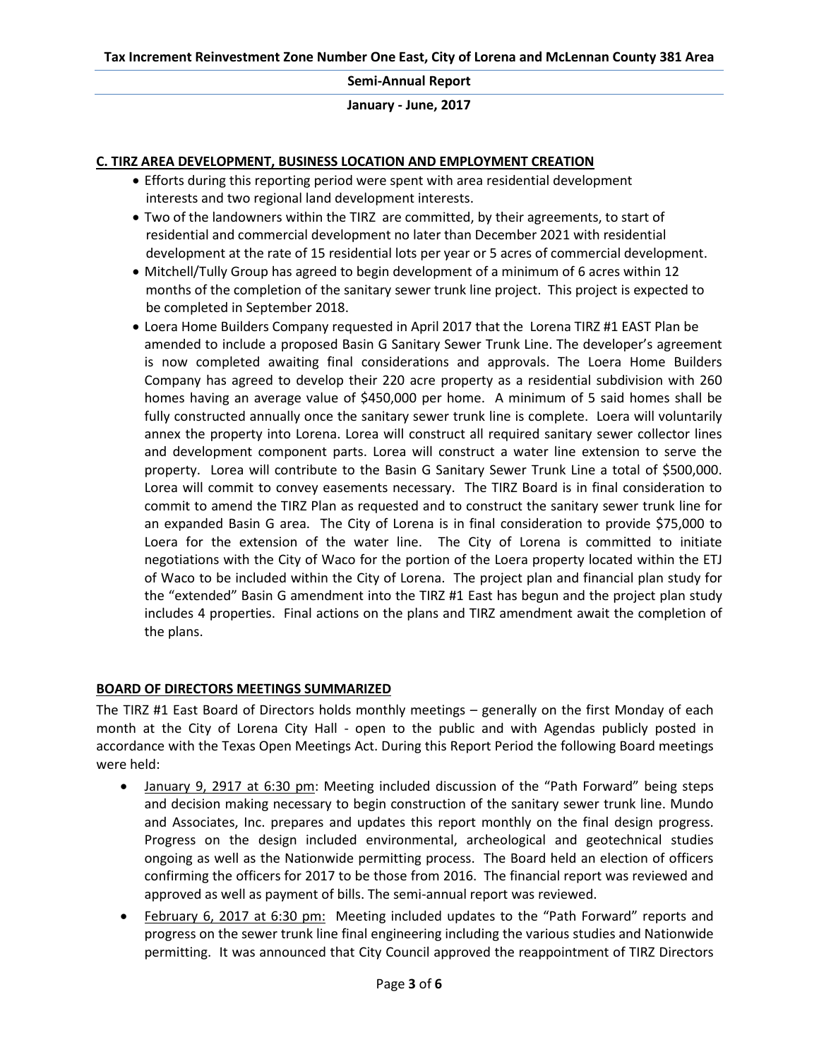### C. TIRZ AREA DEVELOPMENT, BUSINESS LOCATION AND EMPLOYMENT CREATION

- Efforts during this reporting period were spent with area residential development interests and two regional land development interests.
- Two of the landowners within the TIRZ are committed, by their agreements, to start of residential and commercial development no later than December 2021 with residential development at the rate of 15 residential lots per year or 5 acres of commercial development.
- Mitchell/Tully Group has agreed to begin development of a minimum of 6 acres within 12 months of the completion of the sanitary sewer trunk line project. This project is expected to be completed in September 2018.
- Loera Home Builders Company requested in April 2017 that the Lorena TIRZ #1 EAST Plan be amended to include a proposed Basin G Sanitary Sewer Trunk Line. The developer's agreement is now completed awaiting final considerations and approvals. The Loera Home Builders Company has agreed to develop their 220 acre property as a residential subdivision with 260 homes having an average value of $450,000 per home. A minimum of 5 said homes shall be fully constructed annually once the sanitary sewer trunk line is complete. Loera will voluntarily annex the property into Lorena. Lorea will construct all required sanitary sewer collector lines and development component parts. Lorea will construct a water line extension to serve the property. Lorea will contribute to the Basin G Sanitary Sewer Trunk Line a total of $500,000. Lorea will commit to convey easements necessary. The TIRZ Board is in final consideration to commit to amend the TIRZ Plan as requested and to construct the sanitary sewer trunk line for an expanded Basin G area. The City of Lorena is in final consideration to provide $75,000 to Loera for the extension of the water line. The City of Lorena is committed to initiate negotiations with the City of Waco for the portion of the Loera property located within the ETJ of Waco to be included within the City of Lorena. The project plan and financial plan study for the "extended" Basin G amendment into the TIRZ #1 East has begun and the project plan study includes 4 properties. Final actions on the plans and TIRZ amendment await the completion of the plans.

### BOARD OF DIRECTORS MEETINGS SUMMARIZED

The TIRZ #1 East Board of Directors holds monthly meetings – generally on the first Monday of each month at the City of Lorena City Hall - open to the public and with Agendas publicly posted in accordance with the Texas Open Meetings Act. During this Report Period the following Board meetings were held:

- January 9, 2917 at 6:30 pm: Meeting included discussion of the "Path Forward" being steps and decision making necessary to begin construction of the sanitary sewer trunk line. Mundo and Associates, Inc. prepares and updates this report monthly on the final design progress. Progress on the design included environmental, archeological and geotechnical studies ongoing as well as the Nationwide permitting process. The Board held an election of officers confirming the officers for 2017 to be those from 2016. The financial report was reviewed and approved as well as payment of bills. The semi-annual report was reviewed.
- February 6, 2017 at 6:30 pm: Meeting included updates to the "Path Forward" reports and progress on the sewer trunk line final engineering including the various studies and Nationwide permitting. It was announced that City Council approved the reappointment of TIRZ Directors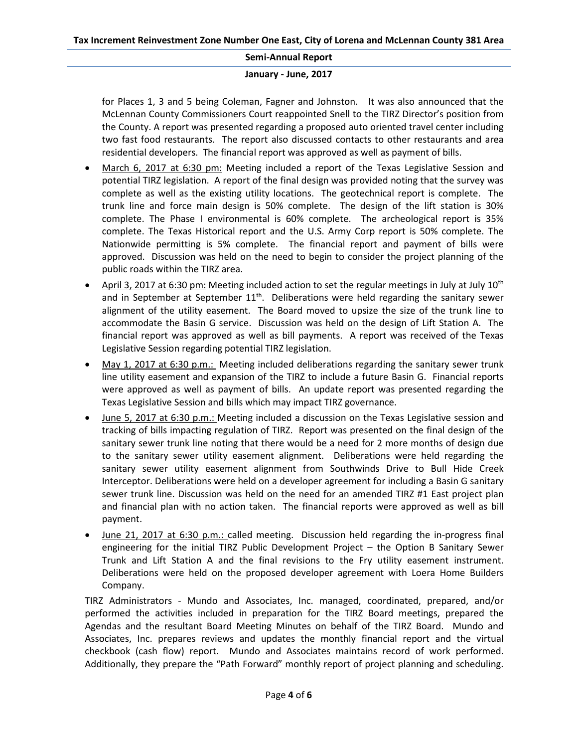for Places 1, 3 and 5 being Coleman, Fagner and Johnston. It was also announced that the McLennan County Commissioners Court reappointed Snell to the TIRZ Director's position from the County. A report was presented regarding a proposed auto oriented travel center including two fast food restaurants. The report also discussed contacts to other restaurants and area residential developers. The financial report was approved as well as payment of bills.

- March 6, 2017 at 6:30 pm: Meeting included a report of the Texas Legislative Session and potential TIRZ legislation. A report of the final design was provided noting that the survey was complete as well as the existing utility locations. The geotechnical report is complete. The trunk line and force main design is 50% complete. The design of the lift station is 30% complete. The Phase I environmental is 60% complete. The archeological report is 35% complete. The Texas Historical report and the U.S. Army Corp report is 50% complete. The Nationwide permitting is 5% complete. The financial report and payment of bills were approved. Discussion was held on the need to begin to consider the project planning of the public roads within the TIRZ area.
- April 3, 2017 at 6:30 pm: Meeting included action to set the regular meetings in July at July 10th and in September at September 11th. Deliberations were held regarding the sanitary sewer alignment of the utility easement. The Board moved to upsize the size of the trunk line to accommodate the Basin G service. Discussion was held on the design of Lift Station A. The financial report was approved as well as bill payments. A report was received of the Texas Legislative Session regarding potential TIRZ legislation.
- May 1, 2017 at 6:30 p.m.: Meeting included deliberations regarding the sanitary sewer trunk line utility easement and expansion of the TIRZ to include a future Basin G. Financial reports were approved as well as payment of bills. An update report was presented regarding the Texas Legislative Session and bills which may impact TIRZ governance.
- June 5, 2017 at 6:30 p.m.: Meeting included a discussion on the Texas Legislative session and tracking of bills impacting regulation of TIRZ. Report was presented on the final design of the sanitary sewer trunk line noting that there would be a need for 2 more months of design due to the sanitary sewer utility easement alignment. Deliberations were held regarding the sanitary sewer utility easement alignment from Southwinds Drive to Bull Hide Creek Interceptor. Deliberations were held on a developer agreement for including a Basin G sanitary sewer trunk line. Discussion was held on the need for an amended TIRZ #1 East project plan and financial plan with no action taken. The financial reports were approved as well as bill payment.
- June 21, 2017 at 6:30 p.m.: called meeting. Discussion held regarding the in-progress final engineering for the initial TIRZ Public Development Project – the Option B Sanitary Sewer Trunk and Lift Station A and the final revisions to the Fry utility easement instrument. Deliberations were held on the proposed developer agreement with Loera Home Builders Company.

TIRZ Administrators - Mundo and Associates, Inc. managed, coordinated, prepared, and/or performed the activities included in preparation for the TIRZ Board meetings, prepared the Agendas and the resultant Board Meeting Minutes on behalf of the TIRZ Board. Mundo and Associates, Inc. prepares reviews and updates the monthly financial report and the virtual checkbook (cash flow) report. Mundo and Associates maintains record of work performed. Additionally, they prepare the "Path Forward" monthly report of project planning and scheduling.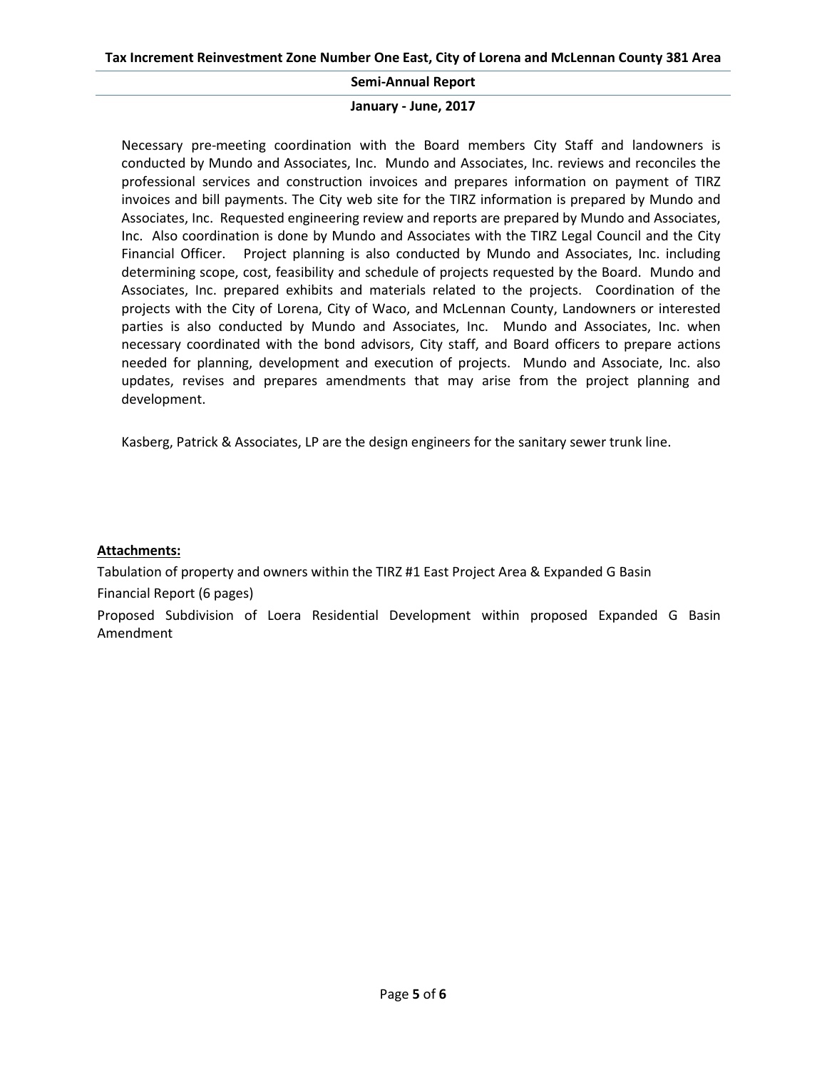Necessary pre-meeting coordination with the Board members City Staff and landowners is conducted by Mundo and Associates, Inc. Mundo and Associates, Inc. reviews and reconciles the professional services and construction invoices and prepares information on payment of TIRZ invoices and bill payments. The City web site for the TIRZ information is prepared by Mundo and Associates, Inc. Requested engineering review and reports are prepared by Mundo and Associates, Inc. Also coordination is done by Mundo and Associates with the TIRZ Legal Council and the City Financial Officer. Project planning is also conducted by Mundo and Associates, Inc. including determining scope, cost, feasibility and schedule of projects requested by the Board. Mundo and Associates, Inc. prepared exhibits and materials related to the projects. Coordination of the projects with the City of Lorena, City of Waco, and McLennan County, Landowners or interested parties is also conducted by Mundo and Associates, Inc. Mundo and Associates, Inc. when necessary coordinated with the bond advisors, City staff, and Board officers to prepare actions needed for planning, development and execution of projects. Mundo and Associate, Inc. also updates, revises and prepares amendments that may arise from the project planning and development.

Kasberg, Patrick & Associates, LP are the design engineers for the sanitary sewer trunk line.

**Attachments:**

Tabulation of property and owners within the TIRZ #1 East Project Area & Expanded G Basin

Financial Report (6 pages)

Proposed Subdivision of Loera Residential Development within proposed Expanded G Basin Amendment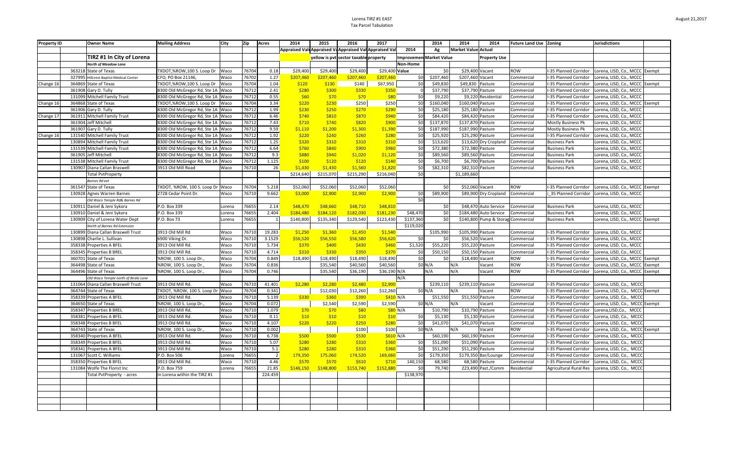Lorena TIRZ #1 EAST
Tax Parcel Tabulation

August 21,2017

| Property ID | | Owner Name | Mailing Address | City | Zip | Acres | 2014 | 2015 | 2016 | 2017 | | 2014 | 2014 | 2014 | Future Land Use | Zoning | Jurisdictions | |
|---|---|---|---|---|---|---|---|---|---|---|---|---|---|---|---|---|---|---|
| | | | | | | | Appraised Val | Appraised Va | Appraised Val | Appraised Val | 2014 | Ag | Market Value | Actual | | | | |
| | | TIRZ #1 In City of Lorena | | | | | | yellow is pvt sector taxable property | | | Improvemen | Market Value | | Property Use | | | | |
| | | North of Meadow Lane | | | | | | | | | Non-Home | | | | | | | |
| | 363218 | State of Texas | TXDOT,%ROW,100 S. Loop Dr | Waco | 76704 | 0.18 | $29,400 | $29,400 | $29,400 | $29,400 | Value | $0 | $29,400 | Vacant | ROW | I-35 Planned Corridor | Lorena, LISD, Co., MCCC | Exempt |
| | 327995 | Hillcrest Baptist Medical Center | CFO, PO Box 21146, | Waco | 76702 | 1.27 | $207,460 | $207,460 | $207,460 | $207,460 | $0 | $207,460 | $207,460 | Vacant | Commercial | I-35 Planned Corridor | Lorena, LISD, Co., MCCC | |
| Change 16 | 364869 | State of Texas | TXDOT,%ROW,100 S. Loop Dr | Waco | 76704 | 1.04 | $120 | $130 | $140 | $67,950 | $0 | $49,830 | $49,830 | Pasture | Commercial | I-35 Planned Corridor | Lorena, LISD, Co., MCCC | Exempt |
| | 361908 | Gary D. Tully | 8300 Old McGregor Rd, Ste 1A | Waco | 76712 | 2.41 | $280 | $300 | $330 | $350 | 0 | $37,790 | $37,790 | Pasture | Commercial | I-35 Planned Corridor | Lorena, LISD, Co., MCCC | |
| | 131099 | Mitchell Family Trust | 8300 Old McGregor Rd, Ste 1A | Waco | 76712 | 0.55 | $60 | $70 | $70 | $80 | $0 | $9,220 | $9,220 | Residential | Commercial | I-35 Planned Corridor | Lorena, LISD, Co., MCCC | |
| Change 16 | 364868 | State of Texas | TXDOT,%ROW,100 S. Loop Dr | Waco | 76704 | 3.34 | $220 | $230 | $250 | $250 | $0 | $160,040 | $160,040 | Pasture | Commercial | I-35 Planned Corridor | Lorena, LISD, Co., MCCC | Exempt |
| | 361906 | Gary D. Tully | 8300 Old McGregor Rd, Ste 1A | Waco | 76712 | 1.99 | $230 | $250 | $270 | $290 | $0 | $25,180 | $25,180 | Pasture | Commercial | I-35 Planned Corridor | Lorena, LISD, Co., MCCC | |
| Change 17 | 361911 | Mitchell Family Trust | 8300 Old McGregor Rd, Ste 1A | Waco | 76712 | 6.46 | $740 | $810 | $870 | $940 | $0 | $84,420 | $84,420 | Pasture | Commercial | I-35 Planned Corridor | Lorena, LISD, Co., MCCC | |
| | 361904 | Jeff Mitchell | 8300 Old McGregor Rd, Ste 1A | Waco | 76712 | 7.43 | $710 | $740 | $820 | $900 | $0 | $137,870 | $137,870 | Pasture | Commercial | Mostly Business Pk | Lorena, LISD, Co., MCCC | |
| | 361907 | Gary D. Tully | 8300 Old McGregor Rd, Ste 1A | Waco | 76712 | 9.59 | $1,110 | $1,200 | $1,300 | $1,390 | $0 | $187,990 | $187,990 | Pasture | Commercial | Mostly Business Pk | Lorena, LISD, Co., MCCC | |
| Change 16 | 131540 | Mitchell Family Trust | 8300 Old McGregor Rd, Ste 1A | Waco | 76712 | 1.92 | $220 | $240 | $260 | $280 | $0 | $25,920 | $25,290 | Pasture | Commercial | I-35 Planned Corridor | Lorena, LISD, Co., MCCC | |
| | 130894 | Mitchell Family Trust | 8300 Old McGregor Rd, Ste 1A | Waco | 76712 | 1.25 | $320 | $310 | $310 | $310 | $0 | $13,620 | $13,620 | Dry Cropland | Commercial | Business Park | Lorena, LISD, Co., MCCC | |
| | 131539 | Mitchell Family Trust | 8300 Old McGregor Rd, Ste 1A | Waco | 76712 | 6.64 | $760 | $840 | $900 | $960 | $0 | $72,380 | $72,380 | Pasture | Commercial | Business Park | Lorena, LISD, Co., MCCC | |
| | 361905 | Jeff Mitchell | 8300 Old McGregor Rd, Ste 1A | Waco | 76712 | 9.3 | $880 | $940 | $1,020 | $1,120 | $0 | $89,560 | $89,560 | Pasture | Commercial | Business Park | Lorena, LISD, Co., MCCC | |
| | 131538 | Mitchell Family Trust | 8300 Old McGregor Rd, Ste 1A | Waco | 76712 | 1.125 | $100 | $120 | $120 | $140 | $0 | $6,700 | $6,700 | Pasture | Commercial | Business Park | Lorena, LISD, Co., MCCC | |
| | 130907 | Diana Callan Braswell | 3913 Old Mill Road | Waco | 76710 | 26 | $1,430 | $1,430 | $1,560 | $1,820 | $0 | $82,310 | $82,310 | Pasture | Commercial | Business Park | Lorena, LISD, Co., MCCC | |
| | | Total PvtProperty | | | | | $214,640 | $215,070 | $215,290 | $216,040 | $0 | | $1,189,660 | | | | | |
| | | Barnes Rd ext | | | | | | | | | | | | | | | | |
| | 361547 | State of Texas | TXDOT, %ROW, 100 S. Loop Dr | Waco | 76704 | 5.218 | $52,060 | $52,060 | $52,060 | $52,060 | | $0 | $52,060 | Vacant | ROW | I-35 Planned Corridor | Lorena, LISD, Co., MCCC | Exempt |
| | 130928 | Agnes Warren Barnes | 2728 Cedar Point Dr. | Waco | 76710 | 9.662 | $3,000 | $2,900 | $2,900 | $2,900 | $0 | $89,900 | $89,900 | Dry Cropland | Commercial | I_35 Planned Corridor | Lorena, LISD, Co., MCCC | |
| | | Old Waco Temple Rd& Barnes Rd | | | | | | | | | $0 | | | | | | | |
| | 130911 | Daniel & Jeni Sykora | P.O. Box 339 | Lorena | 76655 | 2.14 | $48,470 | $48,660 | $48,710 | $48,810 | | $0 | $48,470 | Auto Service | Commercial | Business Park | Lorena, LISD, Co., MCCC | |
| | 130910 | Daniel & Jeni Sykora | P.O. Box 339 | Lorena | 76655 | 2.404 | $184,480 | $184,120 | $182,030 | $181,230 | $48,470 | $0 | $184,480 | Auto Service | Commercial | Business Park | Lorena, LISD, Co., MCCC | |
| | 130909 | City of Lorena Water Dept | P.O. Box 73 | Lorena | 76655 | 1 | $140,800 | $135,340 | $129,540 | $123,430 | $137,360 | $0 | $140,800 | Pump & Storag | Commercial | Business Park | Lorena, LISD, Co., MCCC | Exempt |
| | | North of Barnes Rd Extension | | | | | | | | | $119,020 | | | | | | | |
| | 130899 | Diana Callan Braswell Trust | 3913 Old Mill Rd | Waco | 76710 | 19.283 | $1,250 | $1,360 | $1,450 | $1,540 | | $105,990 | $105,990 | Pasture | Commercial | I-35 Planned Corridor | Lorena, LISD, Co., MCCC | |
| | 130898 | Charlie L. Sullivan | 6900 Viking Dr. | Waco | 76710 | 3.1529 | $56,520 | $56,550 | $56,580 | $56,620 | $0 | $0 | $56,520 | Vacant | Commercial | I-35 Planned Corridor | Lorena, LISD, Co., MCCC | |
| | 358338 | Properties A BFEL | 3913 Old Mill Rd. | Waco | 76710 | 5.734 | $370 | $400 | $430 | $460 | $1,520 | $55,220 | $55,220 | Pasture | Commercial | I-35 Planned Corridor | Lorena, LISD, Co., MCCC | |
| | 358345 | Properties B BREL | 3913 Old Mill Rd. | Waco | 76710 | 4.714 | $310 | $330 | $350 | $370 | $0 | $50,150 | $50,150 | Pasture | Commercial | I-35 Planned Corridor | Lorena, LISD, Co., MCCC | |
| | 360701 | State of Texas | %ROW, 100 S. Loop Dr., | Waco | 76704 | 0.849 | $18,490 | $18,490 | $18,490 | $18,490 | $0 | $0 | $18,490 | Vacant | ROW | I-35 Planned Corridor | Lorena, LISD, Co., MCCC | Exempt |
| | 364498 | State of Texas | %ROW, 100 S. Loop Dr., | Waco | 76704 | 0.836 | | $35,540 | $40,560 | $40,560 | $0 | N/A | N/A | Vacant | ROW | I-35 Planned Corridor | Lorena, LISD, Co., MCCC | Exempt |
| | 364496 | State of Texas | %ROW, 100 S. Loop Dr., | Waco | 76704 | 0.746 | | $35,540 | $36,190 | $36,190 | N/A | N/A | N/A | Vacant | ROW | I-35 Planned Corridor | Lorena, LISD, Co., MCCC | Exempt |
| | | Old Waco Temple north of Birdie Lane | | | | | | | | | N/A | | | | | | | |
| | 131064 | Diana Callan Braswell Trust | 3913 Old Mill Rd. | Waco | 76710 | 41.401 | $2,280 | $2,280 | $2,480 | $2,900 | | $239,110 | $239,110 | Pasture | Commercial | I-35 Planned Corridor | Lorena, LISD, Co., MCCC | |
| | 364744 | State of Texas | TXDOT, %ROW, 100 S. Loop Dr | Waco | 76704 | 0.341 | | $12,030 | $12,260 | $12,260 | $0 | N/A | N/A | Vacant | ROW | I-35 Planned Corridor | Lorena, LISD, Co., MCCC | Exempt |
| | 358339 | Properties A BFEL | 3913 Old Mill Rd. | Waco | 76710 | 5.139 | $330 | $360 | $390 | $410 | N/A | $51,550 | $51,550 | Pasture | Commercial | I-35 Planned Corridor | Lorena, LISD, Co., MCCC | |
| | 364650 | State of Texas | %ROW, 100 S. Loop Dr., | Waco | 76704 | 0.072 | | $2,540 | $2,590 | $2,590 | $0 | N/A | N/A | Vacant | Commercial | I-35 Planned Corridor | Lorena, LISD, Co., MCCC | Exempt |
| | 358347 | Properties B BREL | 3913 Old Mill Rd. | Waco | 76710 | 1.079 | $70 | $70 | $80 | $80 | N/A | $10,790 | $10,790 | Pasture | Commercial | I-35 Planned Corridor | Lorena,LISD,Co., MCCC | |
| | 358381 | Properties A BFEL | 3913 Old Mill Rd. | Waco | 76710 | 0.11 | $10 | $10 | $10 | $10 | $0 | $5,130 | $5,130 | Pasture | Commercial | I-35 Planned Corridor | Lorena, LISD, Co., MCCC | |
| | 358348 | Properties B BFEL | 3913 Old Mill Rd. | Waco | 76710 | 4.107 | $220 | $220 | $250 | $280 | $0 | $41,070 | $41,070 | Pasture | Commercial | I-35 Planned Corridor | Lorena, LISD, Co., MCCC | |
| | 364743 | State of Texas | %ROW, 100 S. Loop Dr., | Waco | 76710 | 0.002 | | | $100 | $100 | $0 | N/A | N/A | Vacant | ROW | I-35 Planned Corridor | Lorena, LISD, Co., MCCC | Exempt |
| | 358340 | Properties A BFEL | 3913 Old Mill Rd. | Waco | 76710 | 6.738 | $500 | $500 | $530 | $610 | N/A | $60,190 | $60,190 | Pasture | Commercial | I-35 Planned Corridor | Lorena, LISD, Co., MCCC | |
| | 358349 | Properties B BFEL | 3913 Old Mill Rd. | Waco | 76710 | 5.07 | $280 | $280 | $310 | $360 | $0 | $51,090 | $51,090 | Pasture | Commercial | I-35 Planned Corridor | Lorena, LISD, Co., MCCC | |
| | 358341 | Properties A BFEL | 3913 Old Mill Rd. | Waco | 76710 | 5.1 | $280 | $280 | $310 | $360 | $0 | $51,290 | $51,290 | Pasture | Commercial | I-35 Planned Corridor | Lorena, LISD, Co., MCCC | |
| | 131067 | Scott C. Williams | P.O. Box 506 | Lorena | 76655 | 2 | 179,350 | 175,060 | 174,520 | 169,660 | $0 | $179,350 | $179,350 | Bar/Lounge | Commercial | I-35 Planned Corridor | Lorena, LISD, Co., MCCC | |
| | 358350 | Properties B BFEL | 3913 Old Mill Rd. | Waco | 76710 | 4.46 | $570 | $570 | $610 | $710 | 140,150 | 68,580 | 68,580 | Pasture | Commercial | I-35 Planned Corridor | Lorena, LISD, Co., MCCC | |
| | 131084 | Wolfe The Florist Inc | P.O. Box 759 | Lorena | 76655 | 21.85 | $146,150 | $148,800 | $153,740 | $152,880 | $0 | 79,740 | 223,490 | Past./Comm | Residential | Agricultural Rural Res | Lorena, LISD, Co., MCCC | |
| | | Total PvtProperty - acres | In Lorena within the TIRZ #1 | | | 224.459 | | | | | $138,970 | | | | | | | |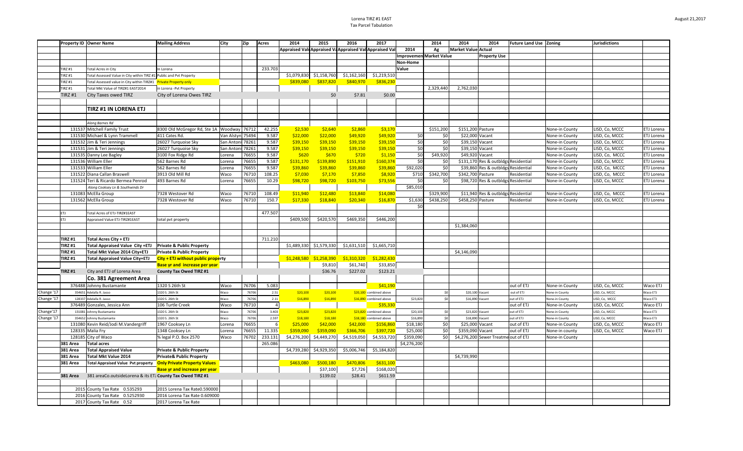# Lorena TIRZ #1 EAST

## Tax Parcel Tabulation

August 21,2017

| | Property ID | Owner Name | Mailing Address | City | Zip | Acres | 2014 Appraised Val | 2015 Appraised Val | 2016 Appraised Val | 2017 Appraised Val | 2014 Improvement Non-Home Value | 2014 Ag Market Value | 2014 Market Value Actual | 2014 Property Use | Future Land Use | Zoning | Jurisdictions | |
|---|---|---|---|---|---|---|---|---|---|---|---|---|---|---|---|---|---|---|
| | TIRZ #1 | Total Acres in City | In Lorena | | | 233.703 | | | | | | | | | | | | |
| | TIRZ #1 | Total Assessed Value in City within TIRZ #1 | Public and Pvt Property | | | | $1,079,830 | $1,158,760 | $1,162,160 | $1,219,510 | | | | | | | | |
| | TIRZ #1 | Total Assessed value in City within TIRZ#1 | Private Property only | | | | $839,080 | $837,820 | $840,970 | $836,230 | | | | | | | | |
| | TIRZ #1 | Total Mkt Value of TIRZ#1 EAST2014 | in Lorena -Pvt Property | | | | | | | | | 2,329,440 | 2,762,030 | | | | | |
| | TIRZ #1 | City Taxes owed TIRZ | City of Lorena Owes TIRZ | | | | | $0 | $7.81 | $0.00 | | | | | | | | |
| | | **TIRZ #1 IN LORENA ETJ** | | | | | | | | | | | | | | | | |
| | | *Along Barnes Rd* | | | | | | | | | | | | | | | | |
| | 131537 | Mitchell Family Trust | 8300 Old McGregor Rd, Ste 1A | Woodway | 76712 | 42.255 | $2,530 | $2,640 | $2,860 | $3,170 | | $151,200 | $151,200 | Pasture | | None-in County | LISD, Co, MCCC | ETJ Lorena |
| | 131530 | Michael & Lynn Trammell | 411 Cates Rd. | Van Alstyn | 75494 | 9.587 | $22,000 | $22,000 | $49,920 | $49,920 | $0 | $0 | $22,000 | Vacant | | None-in County | LISD, Co, MCCC | ETJ Lorena |
| | 131532 | Jim & Teri Jennings | 26027 Turquoise Sky | San Antoni | 78261 | 9.587 | $39,150 | $39,150 | $39,150 | $39,150 | $0 | $0 | $39,150 | Vacant | | None-in County | LISD, Co, MCCC | ETJ Lorena |
| | 131531 | Jim & Teri Jennings | 26027 Turquoise Sky | San Antoni | 78261 | 9.587 | $39,150 | $39,150 | $39,150 | $39,150 | $0 | $0 | $39,150 | Vacant | | None-in County | LISD, Co, MCCC | ETJ Lorena |
| | 131535 | Danny Lee Bagley | 3100 Fox Ridge Rd | Lorena | 76655 | 9.587 | $620 | $670 | $720 | $1,150 | $0 | $49,920 | $49,920 | Vacant | | None-in County | LISD, Co, MCCC | ETJ Lorena |
| | 131536 | William Eller | 562 Barnes Rd | Lorena | 76655 | 9.587 | $131,170 | $139,890 | $151,910 | $160,374 | $0 | $0 | $131,170 | Res & outbldgs | Residential | None-in County | LISD, Co, MCCC | ETJ Lorena |
| | 131533 | William Eller | 562 Barnes Rd | Lorena | 76655 | 9.587 | $39,860 | $39,860 | $39,860 | $39,860 | $92,020 | $0 | $39,860 | Res & outbldgs | Residential | None-in County | LISD, Co, MCCC | ETJ Lorena |
| | 131522 | Diana Callan Braswell | 3913 Old Mill Rd | Waco | 76710 | 108.25 | $7,030 | $7,170 | $7,850 | $8,920 | $710 | $342,700 | $342,700 | Pasture | Residential | None-in County | LISD, Co, MCCC | ETJ Lorena |
| | 131524 | Teri & Ricardo Bermea Penrod | 493 Barnes Rd | Lorena | 76655 | 10.29 | $98,720 | $98,720 | $103,750 | $73,556 | $0 | $0 | $98,720 | Res & outbldgs | Residential | None-in County | LISD, Co, MCCC | ETJ Lorena |
| | | *Along Cooksey Ln & Southwinds Dr* | | | | | | | | | $85,010 | | | | | | | |
| | 131083 | McElla Group | 7328 Westover Rd | Waco | 76710 | 108.49 | $11,940 | $12,480 | $13,840 | $14,080 | | $329,900 | $11,940 | Res & outbldgs | Residential | None-in County | LISD, Co, MCCC | ETJ Lorena |
| | 131562 | McElla Group | 7328 Westover Rd | Waco | 76710 | 150.7 | $17,330 | $18,840 | $20,340 | $16,870 | $1,630 | $438,250 | $458,250 | Pasture | Residential | None-in County | LISD, Co, MCCC | ETJ Lorena |
| | | | | | | | | | | | $0 | | | | | | | |
| | ETJ | Total Acres of ETJ-TIRZ#1EAST | | | | 477.507 | | | | | | | | | | | | |
| | ETJ | Appraised Value ETJ-TIRZ#1EAST | total pvt property | | | | $409,500 | $420,570 | $469,350 | $446,200 | | | | | | | | |
| | | | | | | | | | | | | | $1,384,060 | | | | | |
| | **TIRZ #1** | **Total Acres City + ETJ** | | | | 711.210 | | | | | | | | | | | | |
| | **TIRZ #1** | **Total Appraised Value City +ETJ** | **Private & Public Property** | | | | $1,489,330 | $1,579,330 | $1,631,510 | $1,665,710 | | | | | | | | |
| | **TIRZ #1** | **Total Mkt Value 2014 City+ETJ** | **Private & Public Property** | | | | | | | | | | $4,146,090 | | | | | |
| | **TIRZ #1** | **Total Appraised Value City+ETJ** | **City + ETJ without public property** | | | | $1,248,580 | $1,258,390 | $1,310,320 | $1,282,430 | | | | | | | | |
| | | | **Base yr and increase per year** | | | | | $9,810 | $61,740 | $33,850 | | | | | | | | |
| | **TIRZ #1** | City and ETJ of Lorena Area | **County Tax Owed TIRZ #1** | | | | | $36.76 | $227.02 | $123.21 | | | | | | | | |
| | | **Co. 381 Agreement Area** | | | | | | | | | | | | | | | | |
| | 376488 | Johnny Bustamante | 1320 S 26th St | Waco | 76706 | 5.083 | | | | $41,190 | | | | | out of ETJ | None-in County | LISD, Co, MCCC | Waco ETJ |
| Change '17 | 354651 | Adelalla R. Jasso | 1320 S. 26th St | Waco | 76706 | 2.51 | $20,100 | $20,100 | $20,100 | combined above | | $0 | $20,100 | Vacant | out of ETJ | None-in County | LISD, Co, MCCC | Waco ETJ |
| Change '17 | 128337 | Adelalla R. Jasso | 1320 S. 26th St | Waco | 76706 | 2.11 | $16,890 | $16,890 | $16,890 | combined above | $23,820 | $0 | $16,890 | Vacant | out of ETJ | None-in County | LISD, Co, MCCC | Waco ETJ |
| | 376489 | Gonzales, Jessica Ann | 106 Turtle Creek | Waco | 76710 | 4 | | | | $35,330 | | | | | out of ETJ | None-in County | LISD, Co, MCCC | Waco ETJ |
| Change'17 | 131081 | Johnny Bustamante | 1320 S. 26th St | Waco | 76706 | 3.403 | $23,820 | $23,820 | $23,820 | combined above | $20,100 | $0 | $23,820 | Vacant | out of ETJ | None-in County | LISD, Co, MCCC | Waco ETJ |
| Change '17 | 354652 | Johnny Bustamante | 1320 S. 26th St | Waco | 76706 | 2.597 | $18,180 | $18,180 | $18,180 | combined above | $16,890 | $0 | $18,890 | Vacant | out of ETJ | None-in County | LISD, Co, MCCC | Waco ETJ |
| | 131080 | Kevin Reid/Jodi M.Vandergriff | 1967 Cooksey Ln | Lorena | 76655 | 6 | $25,000 | $42,000 | $42,000 | $156,860 | $18,180 | $0 | $25,000 | Vacant | out of ETJ | None-in County | LISD, Co, MCCC | Waco ETJ |
| | 128335 | Malia Fry | 1348 Cooksey Ln | Lorena | 76655 | 11.335 | $359,090 | $359,090 | $366,706 | $397,720 | $25,000 | $0 | $359,090 | Vacant | out of ETJ | None-in county | LISD, Co, MCCC | Waco ETJ |
| | 128185 | City of Waco | % legal P.O. Box 2570 | Waco | 76702 | 233.131 | $4,276,200 | $4,449,270 | $4,519,050 | $4,553,720 | $359,090 | $0 | $4,276,200 | Sewer Treatme | out of ETJ | None-in County | | |
| | **381 Area** | **Total acres** | | | | 265.086 | | | | | $4,276,200 | | | | | | | |
| | **381 Area** | **Total Appraised Value** | **Private & Public Property** | | | | $4,739,280 | $4,929,350 | $5,006,746 | $5,184,820 | | | | | | | | |
| | **381 Area** | **Total Mkt Value 2014** | **Private& Public Property** | | | | | | | | | | $4,739,990 | | | | | |
| | **381 Area** | **Total Appraised Value Pvt property** | **Only Private Property Values** | | | | $463,080 | $500,180 | $470,806 | $631,100 | | | | | | | | |
| | | | **Base yr and increase per year** | | | | | $37,100 | $7,726 | $168,020 | | | | | | | | |
| | **381 Area** | 381 areaCo.outsideLorena & its ETJ | **County Tax Owed TIRZ #1** | | | | | $139.02 | $28.41 | $611.59 | | | | | | | | |
| | 2015 | County Tax Rate 0.535293 | 2015 Lorena Tax Rate0.590000 | | | | | | | | | | | | | | | |
| | 2016 | County Tax Rate 0.5252930 | 2016 Lorena Tax Rate 0.609000 | | | | | | | | | | | | | | | |
| | 2017 | County Tax Rate 0.52 | 2017 Lorena Tax Rate | | | | | | | | | | | | | | | |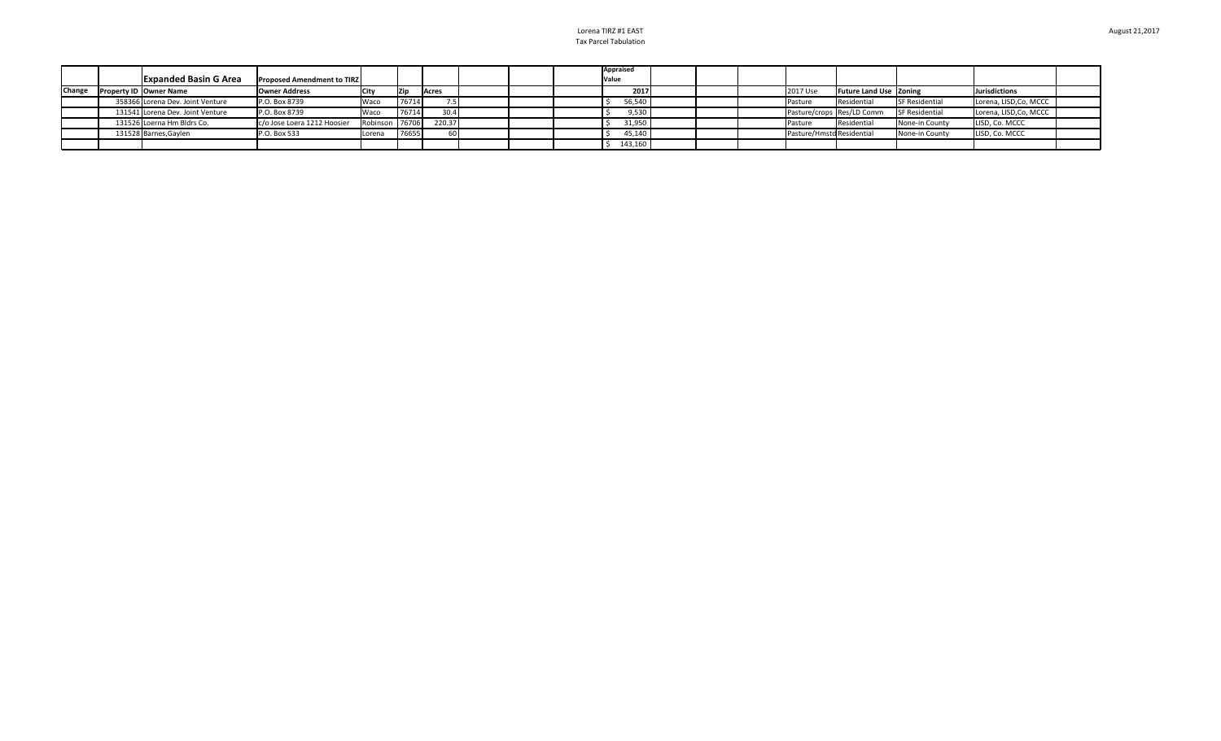Lorena TIRZ #1 EAST
Tax Parcel Tabulation

August 21,2017

| | | **Expanded Basin G Area** | **Proposed Amendment to TIRZ** | | | | | | | **Appraised Value** | | | | | | | | |
|---|---|---|---|---|---|---|---|---|---|---|---|---|---|---|---|---|---|---|
| **Change** | **Property ID** | **Owner Name** | **Owner Address** | **City** | **Zip** | **Acres** | | | | **2017** | | | | 2017 Use | **Future Land Use** | **Zoning** | **Jurisdictions** | |
| | 358366 | Lorena Dev. Joint Venture | P.O. Box 8739 | Waco | 76714 | 7.5 | | | | $ 56,540 | | | | Pasture | Residential | SF Residential | Lorena, LISD,Co, MCCC | |
| | 131541 | Lorena Dev. Joint Venture | P.O. Box 8739 | Waco | 76714 | 30.4 | | | | $ 9,530 | | | | Pasture/crops | Res/LD Comm | SF Residential | Lorena, LISD,Co, MCCC | |
| | 131526 | Loerna Hm Bldrs Co. | c/o Jose Loera 1212 Hoosier | Robinson | 76706 | 220.37 | | | | $ 31,950 | | | | Pasture | Residential | None-in County | LISD, Co. MCCC | |
| | 131528 | Barnes,Gaylen | P.O. Box 533 | Lorena | 76655 | 60 | | | | $ 45,140 | | | | Pasture/Hmstd | Residential | None-in County | LISD, Co. MCCC | |
| | | | | | | | | | | $ 143,160 | | | | | | | | |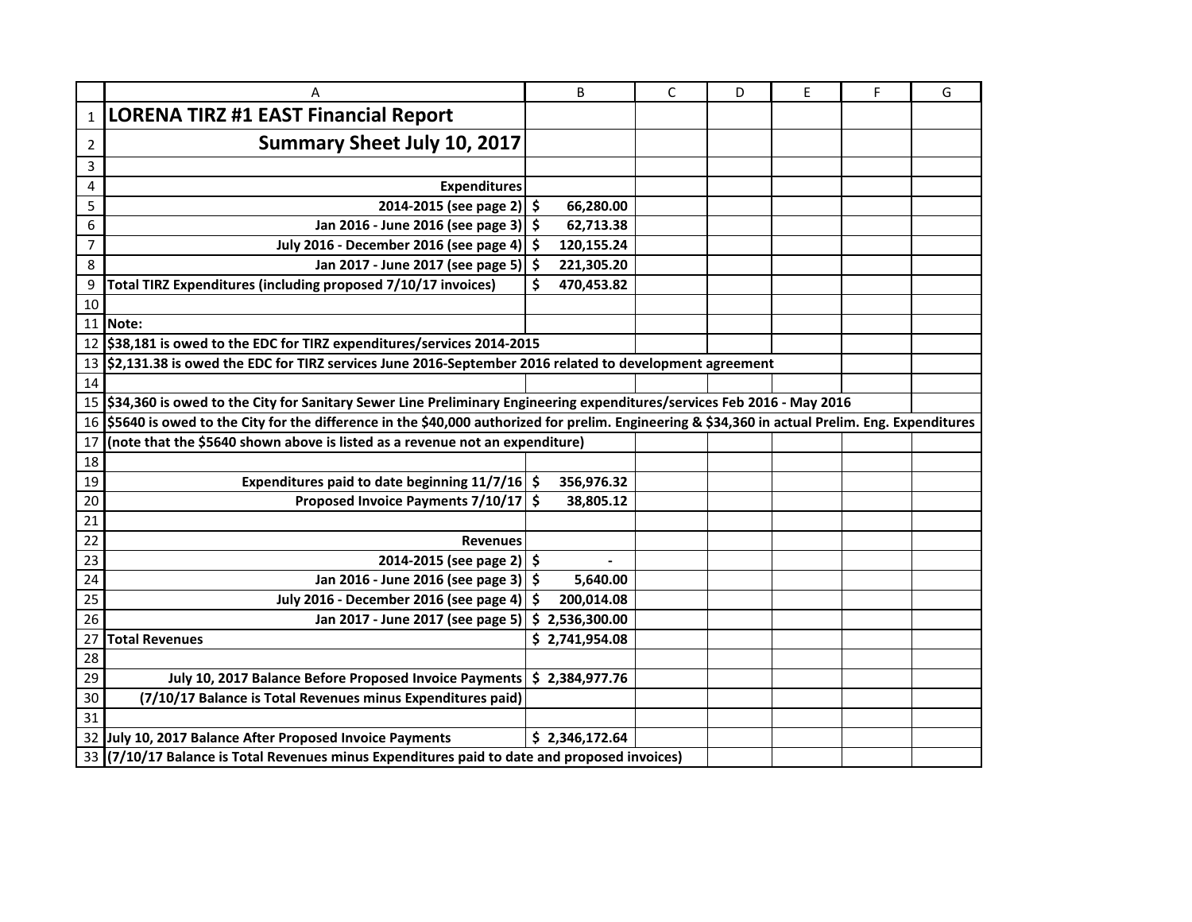# LORENA TIRZ #1 EAST Financial Report

## Summary Sheet July 10, 2017

| | |
|---|---|
| **Expenditures** | |
| **2014-2015 (see page 2)** | **$ 66,280.00** |
| **Jan 2016 - June 2016 (see page 3)** | **$ 62,713.38** |
| **July 2016 - December 2016 (see page 4)** | **$ 120,155.24** |
| **Jan 2017 - June 2017 (see page 5)** | **$ 221,305.20** |
| **Total TIRZ Expenditures (including proposed 7/10/17 invoices)** | **$ 470,453.82** |

**Note:**

**$38,181 is owed to the EDC for TIRZ expenditures/services 2014-2015**

**$2,131.38 is owed the EDC for TIRZ services June 2016-September 2016 related to development agreement**

**$34,360 is owed to the City for Sanitary Sewer Line Preliminary Engineering expenditures/services Feb 2016 - May 2016**

**$5640 is owed to the City for the difference in the $40,000 authorized for prelim. Engineering & $34,360 in actual Prelim. Eng. Expenditures**

**(note that the $5640 shown above is listed as a revenue not an expenditure)**

| | |
|---|---|
| **Expenditures paid to date beginning 11/7/16** | **$ 356,976.32** |
| **Proposed Invoice Payments 7/10/17** | **$ 38,805.12** |
| | |
| **Revenues** | |
| **2014-2015 (see page 2)** | **$ -** |
| **Jan 2016 - June 2016 (see page 3)** | **$ 5,640.00** |
| **July 2016 - December 2016 (see page 4)** | **$ 200,014.08** |
| **Jan 2017 - June 2017 (see page 5)** | **$ 2,536,300.00** |
| **Total Revenues** | **$ 2,741,954.08** |
| | |
| **July 10, 2017 Balance Before Proposed Invoice Payments** | **$ 2,384,977.76** |
| **(7/10/17 Balance is Total Revenues minus Expenditures paid)** | |
| | |
| **July 10, 2017 Balance After Proposed Invoice Payments** | **$ 2,346,172.64** |

**(7/10/17 Balance is Total Revenues minus Expenditures paid to date and proposed invoices)**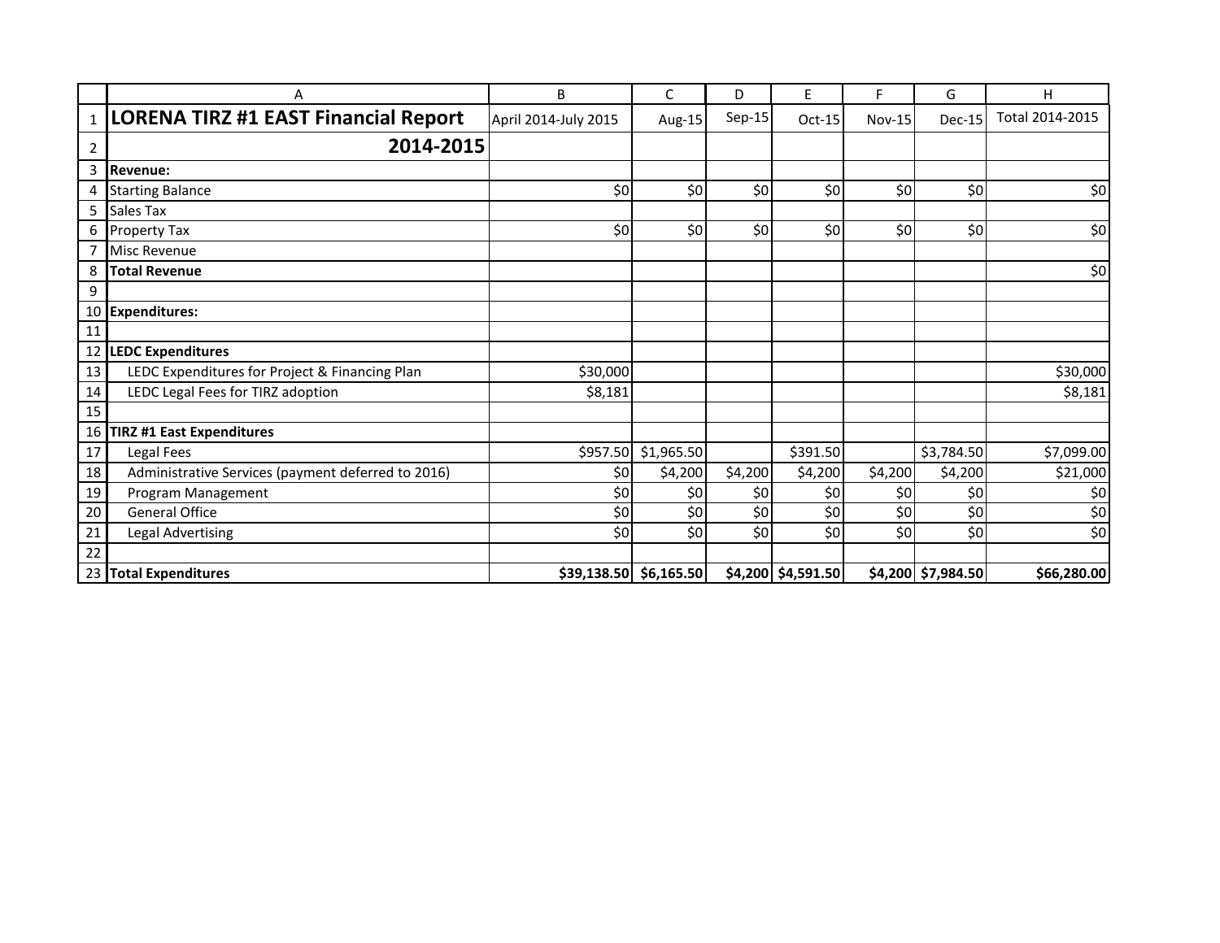| LORENA TIRZ #1 EAST Financial Report 2014-2015 | April 2014-July 2015 | Aug-15 | Sep-15 | Oct-15 | Nov-15 | Dec-15 | Total 2014-2015 |
|---|---|---|---|---|---|---|---|
| **Revenue:** | | | | | | | |
| Starting Balance | $0 | $0 | $0 | $0 | $0 | $0 | $0 |
| Sales Tax | | | | | | | |
| Property Tax | $0 | $0 | $0 | $0 | $0 | $0 | $0 |
| Misc Revenue | | | | | | | |
| **Total Revenue** | | | | | | | $0 |
| | | | | | | | |
| **Expenditures:** | | | | | | | |
| | | | | | | | |
| **LEDC Expenditures** | | | | | | | |
| LEDC Expenditures for Project & Financing Plan | $30,000 | | | | | | $30,000 |
| LEDC Legal Fees for TIRZ adoption | $8,181 | | | | | | $8,181 |
| | | | | | | | |
| **TIRZ #1 East Expenditures** | | | | | | | |
| Legal Fees | $957.50 | $1,965.50 | | $391.50 | | $3,784.50 | $7,099.00 |
| Administrative Services (payment deferred to 2016) | $0 | $4,200 | $4,200 | $4,200 | $4,200 | $4,200 | $21,000 |
| Program Management | $0 | $0 | $0 | $0 | $0 | $0 | $0 |
| General Office | $0 | $0 | $0 | $0 | $0 | $0 | $0 |
| Legal Advertising | $0 | $0 | $0 | $0 | $0 | $0 | $0 |
| | | | | | | | |
| **Total Expenditures** | **$39,138.50** | **$6,165.50** | **$4,200** | **$4,591.50** | **$4,200** | **$7,984.50** | **$66,280.00** |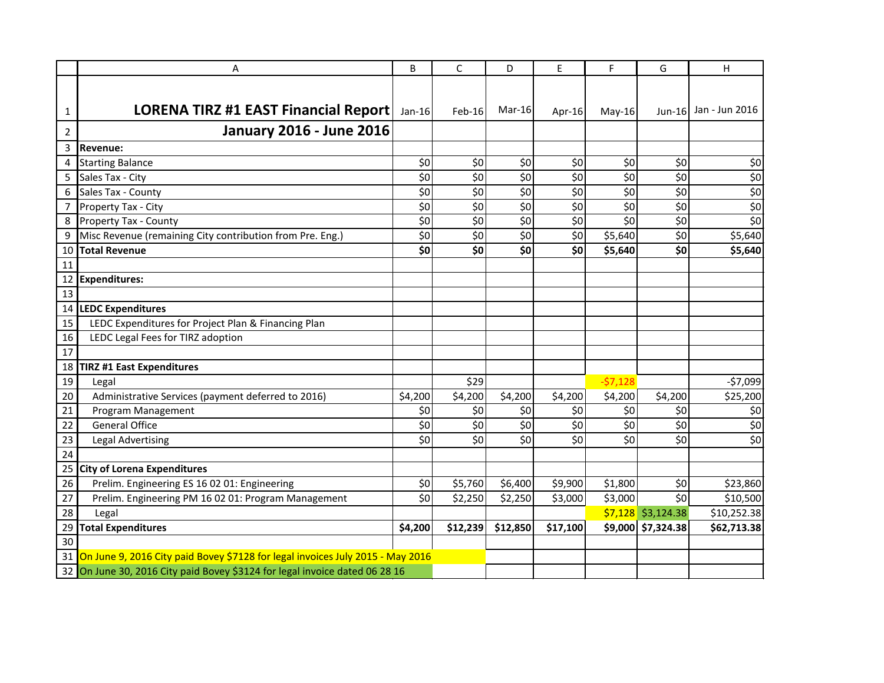# LORENA TIRZ #1 EAST Financial Report

## January 2016 - June 2016

| | Jan-16 | Feb-16 | Mar-16 | Apr-16 | May-16 | Jun-16 | Jan - Jun 2016 |
|---|---|---|---|---|---|---|---|
| **Revenue:** | | | | | | | |
| Starting Balance | $0 | $0 | $0 | $0 | $0 | $0 | $0 |
| Sales Tax - City | $0 | $0 | $0 | $0 | $0 | $0 | $0 |
| Sales Tax - County | $0 | $0 | $0 | $0 | $0 | $0 | $0 |
| Property Tax - City | $0 | $0 | $0 | $0 | $0 | $0 | $0 |
| Property Tax - County | $0 | $0 | $0 | $0 | $0 | $0 | $0 |
| Misc Revenue (remaining City contribution from Pre. Eng.) | $0 | $0 | $0 | $0 | $5,640 | $0 | $5,640 |
| **Total Revenue** | **$0** | **$0** | **$0** | **$0** | **$5,640** | **$0** | **$5,640** |
| | | | | | | | |
| **Expenditures:** | | | | | | | |
| | | | | | | | |
| **LEDC Expenditures** | | | | | | | |
| LEDC Expenditures for Project Plan & Financing Plan | | | | | | | |
| LEDC Legal Fees for TIRZ adoption | | | | | | | |
| | | | | | | | |
| **TIRZ #1 East Expenditures** | | | | | | | |
| Legal | | $29 | | | -$7,128 | | -$7,099 |
| Administrative Services (payment deferred to 2016) | $4,200 | $4,200 | $4,200 | $4,200 | $4,200 | $4,200 | $25,200 |
| Program Management | $0 | $0 | $0 | $0 | $0 | $0 | $0 |
| General Office | $0 | $0 | $0 | $0 | $0 | $0 | $0 |
| Legal Advertising | $0 | $0 | $0 | $0 | $0 | $0 | $0 |
| | | | | | | | |
| **City of Lorena Expenditures** | | | | | | | |
| Prelim. Engineering ES 16 02 01: Engineering | $0 | $5,760 | $6,400 | $9,900 | $1,800 | $0 | $23,860 |
| Prelim. Engineering PM 16 02 01: Program Management | $0 | $2,250 | $2,250 | $3,000 | $3,000 | $0 | $10,500 |
| Legal | | | | | $7,128 | $3,124.38 | $10,252.38 |
| **Total Expenditures** | **$4,200** | **$12,239** | **$12,850** | **$17,100** | **$9,000** | **$7,324.38** | **$62,713.38** |

On June 9, 2016 City paid Bovey $7128 for legal invoices July 2015 - May 2016

On June 30, 2016 City paid Bovey $3124 for legal invoice dated 06 28 16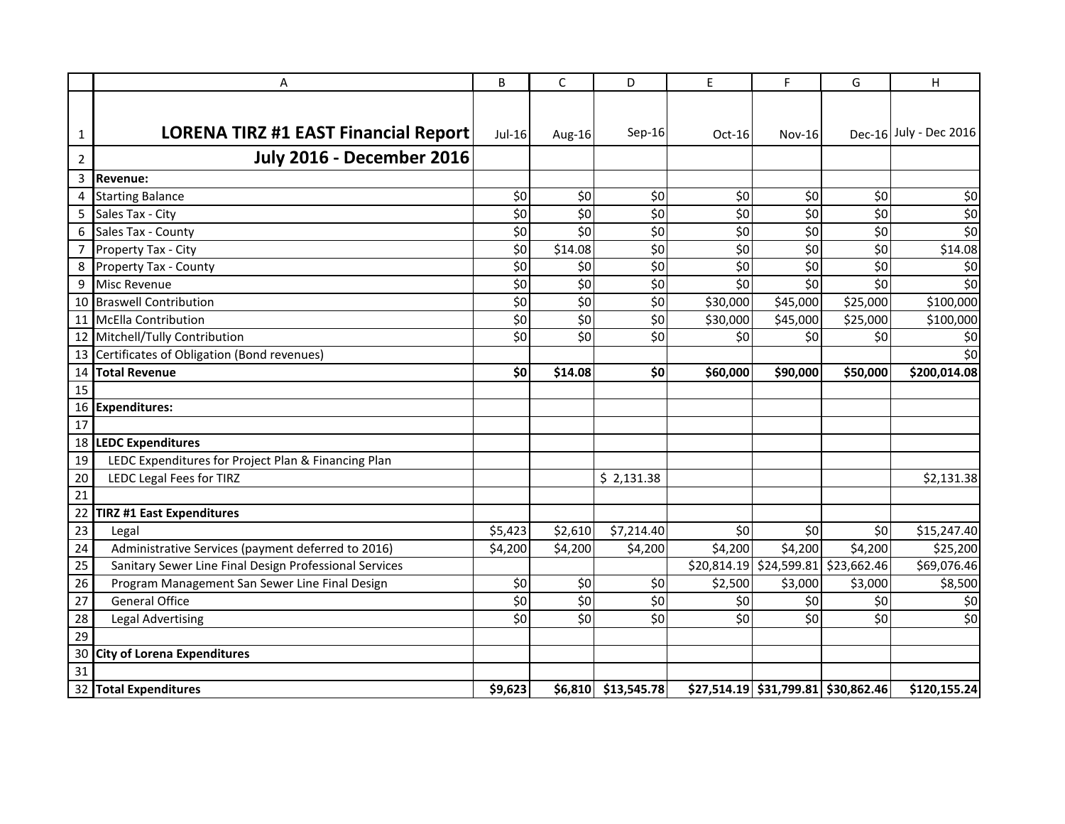| | A | B | C | D | E | F | G | H |
|---|---|---|---|---|---|---|---|---|
| 1 | **LORENA TIRZ #1 EAST Financial Report** | Jul-16 | Aug-16 | Sep-16 | Oct-16 | Nov-16 | Dec-16 | July - Dec 2016 |
| 2 | **July 2016 - December 2016** | | | | | | | |
| 3 | **Revenue:** | | | | | | | |
| 4 | Starting Balance | $0 | $0 | $0 | $0 | $0 | $0 | $0 |
| 5 | Sales Tax - City | $0 | $0 | $0 | $0 | $0 | $0 | $0 |
| 6 | Sales Tax - County | $0 | $0 | $0 | $0 | $0 | $0 | $0 |
| 7 | Property Tax - City | $0 | $14.08 | $0 | $0 | $0 | $0 | $14.08 |
| 8 | Property Tax - County | $0 | $0 | $0 | $0 | $0 | $0 | $0 |
| 9 | Misc Revenue | $0 | $0 | $0 | $0 | $0 | $0 | $0 |
| 10 | Braswell Contribution | $0 | $0 | $0 | $30,000 | $45,000 | $25,000 | $100,000 |
| 11 | McElla Contribution | $0 | $0 | $0 | $30,000 | $45,000 | $25,000 | $100,000 |
| 12 | Mitchell/Tully Contribution | $0 | $0 | $0 | $0 | $0 | $0 | $0 |
| 13 | Certificates of Obligation (Bond revenues) | | | | | | | $0 |
| 14 | **Total Revenue** | **$0** | **$14.08** | **$0** | **$60,000** | **$90,000** | **$50,000** | **$200,014.08** |
| 15 | | | | | | | | |
| 16 | **Expenditures:** | | | | | | | |
| 17 | | | | | | | | |
| 18 | **LEDC Expenditures** | | | | | | | |
| 19 | LEDC Expenditures for Project Plan & Financing Plan | | | | | | | |
| 20 | LEDC Legal Fees for TIRZ | | | $ 2,131.38 | | | | $2,131.38 |
| 21 | | | | | | | | |
| 22 | **TIRZ #1 East Expenditures** | | | | | | | |
| 23 | Legal | $5,423 | $2,610 | $7,214.40 | $0 | $0 | $0 | $15,247.40 |
| 24 | Administrative Services (payment deferred to 2016) | $4,200 | $4,200 | $4,200 | $4,200 | $4,200 | $4,200 | $25,200 |
| 25 | Sanitary Sewer Line Final Design Professional Services | | | | $20,814.19 | $24,599.81 | $23,662.46 | $69,076.46 |
| 26 | Program Management San Sewer Line Final Design | $0 | $0 | $0 | $2,500 | $3,000 | $3,000 | $8,500 |
| 27 | General Office | $0 | $0 | $0 | $0 | $0 | $0 | $0 |
| 28 | Legal Advertising | $0 | $0 | $0 | $0 | $0 | $0 | $0 |
| 29 | | | | | | | | |
| 30 | **City of Lorena Expenditures** | | | | | | | |
| 31 | | | | | | | | |
| 32 | **Total Expenditures** | **$9,623** | **$6,810** | **$13,545.78** | **$27,514.19** | **$31,799.81** | **$30,862.46** | **$120,155.24** |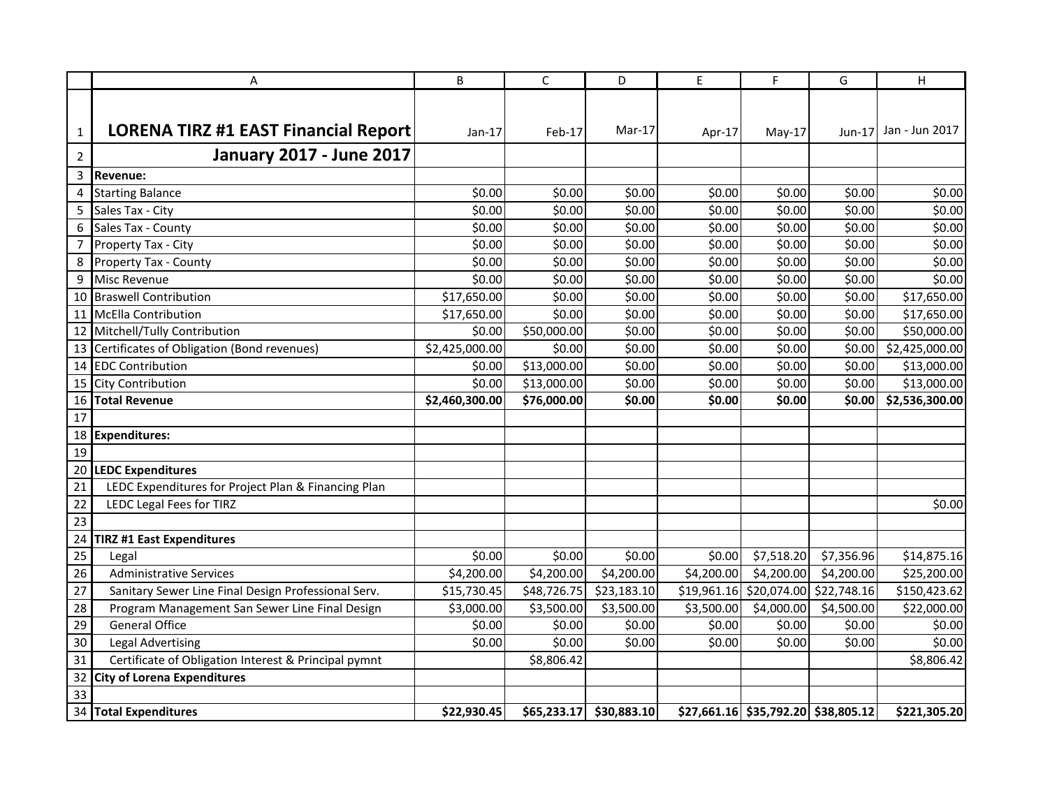# LORENA TIRZ #1 EAST Financial Report

## January 2017 - June 2017

| | Jan-17 | Feb-17 | Mar-17 | Apr-17 | May-17 | Jun-17 | Jan - Jun 2017 |
|---|---|---|---|---|---|---|---|
| **Revenue:** | | | | | | | |
| Starting Balance | $0.00 | $0.00 | $0.00 | $0.00 | $0.00 | $0.00 | $0.00 |
| Sales Tax - City | $0.00 | $0.00 | $0.00 | $0.00 | $0.00 | $0.00 | $0.00 |
| Sales Tax - County | $0.00 | $0.00 | $0.00 | $0.00 | $0.00 | $0.00 | $0.00 |
| Property Tax - City | $0.00 | $0.00 | $0.00 | $0.00 | $0.00 | $0.00 | $0.00 |
| Property Tax - County | $0.00 | $0.00 | $0.00 | $0.00 | $0.00 | $0.00 | $0.00 |
| Misc Revenue | $0.00 | $0.00 | $0.00 | $0.00 | $0.00 | $0.00 | $0.00 |
| Braswell Contribution | $17,650.00 | $0.00 | $0.00 | $0.00 | $0.00 | $0.00 | $17,650.00 |
| McElla Contribution | $17,650.00 | $0.00 | $0.00 | $0.00 | $0.00 | $0.00 | $17,650.00 |
| Mitchell/Tully Contribution | $0.00 | $50,000.00 | $0.00 | $0.00 | $0.00 | $0.00 | $50,000.00 |
| Certificates of Obligation (Bond revenues) | $2,425,000.00 | $0.00 | $0.00 | $0.00 | $0.00 | $0.00 | $2,425,000.00 |
| EDC Contribution | $0.00 | $13,000.00 | $0.00 | $0.00 | $0.00 | $0.00 | $13,000.00 |
| City Contribution | $0.00 | $13,000.00 | $0.00 | $0.00 | $0.00 | $0.00 | $13,000.00 |
| **Total Revenue** | **$2,460,300.00** | **$76,000.00** | **$0.00** | **$0.00** | **$0.00** | **$0.00** | **$2,536,300.00** |
| | | | | | | | |
| **Expenditures:** | | | | | | | |
| | | | | | | | |
| **LEDC Expenditures** | | | | | | | |
| LEDC Expenditures for Project Plan & Financing Plan | | | | | | | |
| LEDC Legal Fees for TIRZ | | | | | | | $0.00 |
| | | | | | | | |
| **TIRZ #1 East Expenditures** | | | | | | | |
| Legal | $0.00 | $0.00 | $0.00 | $0.00 | $7,518.20 | $7,356.96 | $14,875.16 |
| Administrative Services | $4,200.00 | $4,200.00 | $4,200.00 | $4,200.00 | $4,200.00 | $4,200.00 | $25,200.00 |
| Sanitary Sewer Line Final Design Professional Serv. | $15,730.45 | $48,726.75 | $23,183.10 | $19,961.16 | $20,074.00 | $22,748.16 | $150,423.62 |
| Program Management San Sewer Line Final Design | $3,000.00 | $3,500.00 | $3,500.00 | $3,500.00 | $4,000.00 | $4,500.00 | $22,000.00 |
| General Office | $0.00 | $0.00 | $0.00 | $0.00 | $0.00 | $0.00 | $0.00 |
| Legal Advertising | $0.00 | $0.00 | $0.00 | $0.00 | $0.00 | $0.00 | $0.00 |
| Certificate of Obligation Interest & Principal pymnt | | $8,806.42 | | | | | $8,806.42 |
| **City of Lorena Expenditures** | | | | | | | |
| | | | | | | | |
| **Total Expenditures** | **$22,930.45** | **$65,233.17** | **$30,883.10** | **$27,661.16** | **$35,792.20** | **$38,805.12** | **$221,305.20** |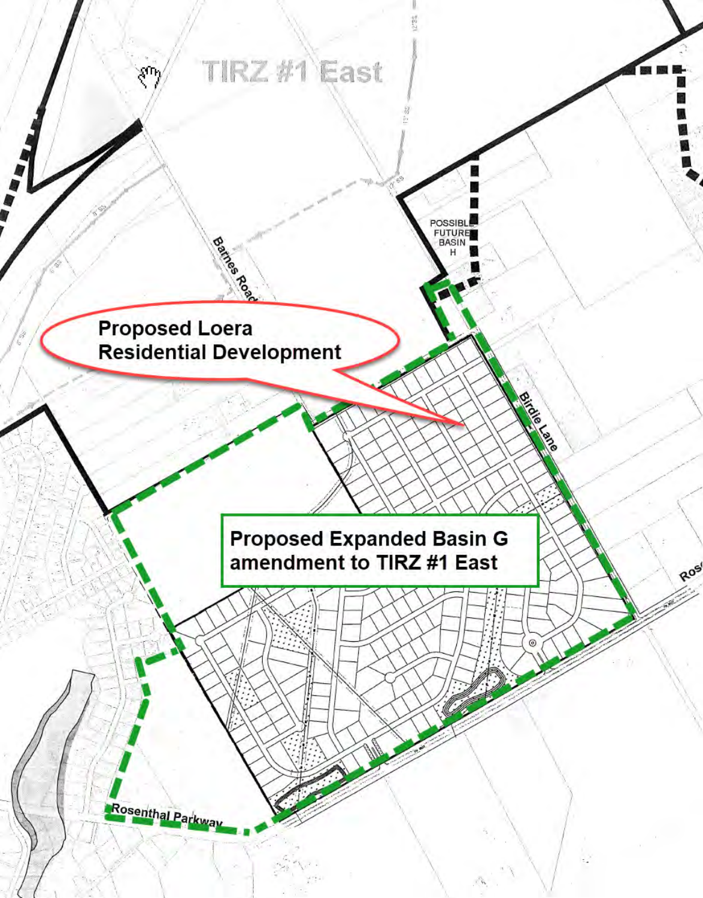TIRZ #1 East

POSSIBLE FUTURE BASIN H

Barnes Road

Proposed Loera Residential Development

Birdie Lane

Proposed Expanded Basin G amendment to TIRZ #1 East

Rosenthal Parkway